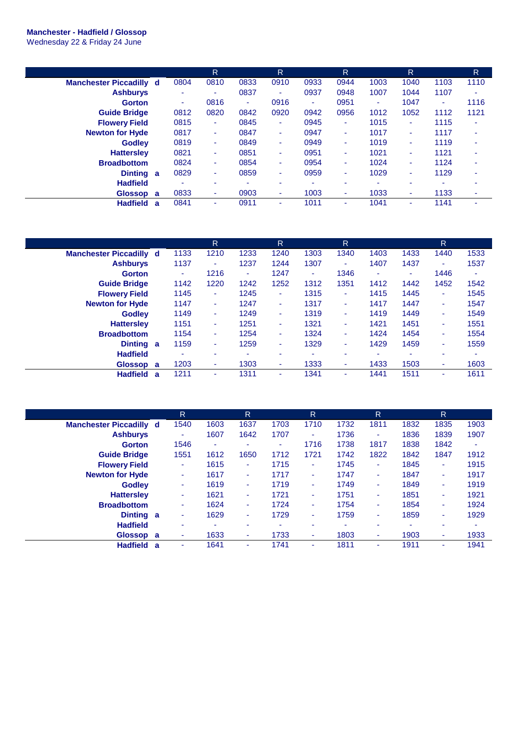**Manchester - Hadfield / Glossop**
Wednesday 22 & Friday 24 June

| | | | R | | R | | R | | R | | R |
|---|---|---|---|---|---|---|---|---|---|---|---|
| **Manchester Piccadilly** | **d** | 0804 | 0810 | 0833 | 0910 | 0933 | 0944 | 1003 | 1040 | 1103 | 1110 |
| **Ashburys** | | - | - | 0837 | - | 0937 | 0948 | 1007 | 1044 | 1107 | - |
| **Gorton** | | - | 0816 | - | 0916 | - | 0951 | - | 1047 | - | 1116 |
| **Guide Bridge** | | 0812 | 0820 | 0842 | 0920 | 0942 | 0956 | 1012 | 1052 | 1112 | 1121 |
| **Flowery Field** | | 0815 | - | 0845 | - | 0945 | - | 1015 | - | 1115 | - |
| **Newton for Hyde** | | 0817 | - | 0847 | - | 0947 | - | 1017 | - | 1117 | - |
| **Godley** | | 0819 | - | 0849 | - | 0949 | - | 1019 | - | 1119 | - |
| **Hattersley** | | 0821 | - | 0851 | - | 0951 | - | 1021 | - | 1121 | - |
| **Broadbottom** | | 0824 | - | 0854 | - | 0954 | - | 1024 | - | 1124 | - |
| **Dinting** | **a** | 0829 | - | 0859 | - | 0959 | - | 1029 | - | 1129 | - |
| **Hadfield** | | - | - | - | - | - | - | - | - | - | - |
| **Glossop** | **a** | 0833 | - | 0903 | - | 1003 | - | 1033 | - | 1133 | - |
| **Hadfield** | **a** | 0841 | - | 0911 | - | 1011 | - | 1041 | - | 1141 | - |

| | | | R | | R | | R | | | R | |
|---|---|---|---|---|---|---|---|---|---|---|---|
| **Manchester Piccadilly** | **d** | 1133 | 1210 | 1233 | 1240 | 1303 | 1340 | 1403 | 1433 | 1440 | 1533 |
| **Ashburys** | | 1137 | - | 1237 | 1244 | 1307 | - | 1407 | 1437 | - | 1537 |
| **Gorton** | | - | 1216 | - | 1247 | - | 1346 | - | - | 1446 | - |
| **Guide Bridge** | | 1142 | 1220 | 1242 | 1252 | 1312 | 1351 | 1412 | 1442 | 1452 | 1542 |
| **Flowery Field** | | 1145 | - | 1245 | - | 1315 | - | 1415 | 1445 | - | 1545 |
| **Newton for Hyde** | | 1147 | - | 1247 | - | 1317 | - | 1417 | 1447 | - | 1547 |
| **Godley** | | 1149 | - | 1249 | - | 1319 | - | 1419 | 1449 | - | 1549 |
| **Hattersley** | | 1151 | - | 1251 | - | 1321 | - | 1421 | 1451 | - | 1551 |
| **Broadbottom** | | 1154 | - | 1254 | - | 1324 | - | 1424 | 1454 | - | 1554 |
| **Dinting** | **a** | 1159 | - | 1259 | - | 1329 | - | 1429 | 1459 | - | 1559 |
| **Hadfield** | | - | - | - | - | - | - | - | - | - | - |
| **Glossop** | **a** | 1203 | - | 1303 | - | 1333 | - | 1433 | 1503 | - | 1603 |
| **Hadfield** | **a** | 1211 | - | 1311 | - | 1341 | - | 1441 | 1511 | - | 1611 |

| | | R | | R | | R | | R | | R | |
|---|---|---|---|---|---|---|---|---|---|---|---|
| **Manchester Piccadilly** | **d** | 1540 | 1603 | 1637 | 1703 | 1710 | 1732 | 1811 | 1832 | 1835 | 1903 |
| **Ashburys** | | - | 1607 | 1642 | 1707 | - | 1736 | - | 1836 | 1839 | 1907 |
| **Gorton** | | 1546 | - | - | - | 1716 | 1738 | 1817 | 1838 | 1842 | - |
| **Guide Bridge** | | 1551 | 1612 | 1650 | 1712 | 1721 | 1742 | 1822 | 1842 | 1847 | 1912 |
| **Flowery Field** | | - | 1615 | - | 1715 | - | 1745 | - | 1845 | - | 1915 |
| **Newton for Hyde** | | - | 1617 | - | 1717 | - | 1747 | - | 1847 | - | 1917 |
| **Godley** | | - | 1619 | - | 1719 | - | 1749 | - | 1849 | - | 1919 |
| **Hattersley** | | - | 1621 | - | 1721 | - | 1751 | - | 1851 | - | 1921 |
| **Broadbottom** | | - | 1624 | - | 1724 | - | 1754 | - | 1854 | - | 1924 |
| **Dinting** | **a** | - | 1629 | - | 1729 | - | 1759 | - | 1859 | - | 1929 |
| **Hadfield** | | - | - | - | - | - | - | - | - | - | - |
| **Glossop** | **a** | - | 1633 | - | 1733 | - | 1803 | - | 1903 | - | 1933 |
| **Hadfield** | **a** | - | 1641 | - | 1741 | - | 1811 | - | 1911 | - | 1941 |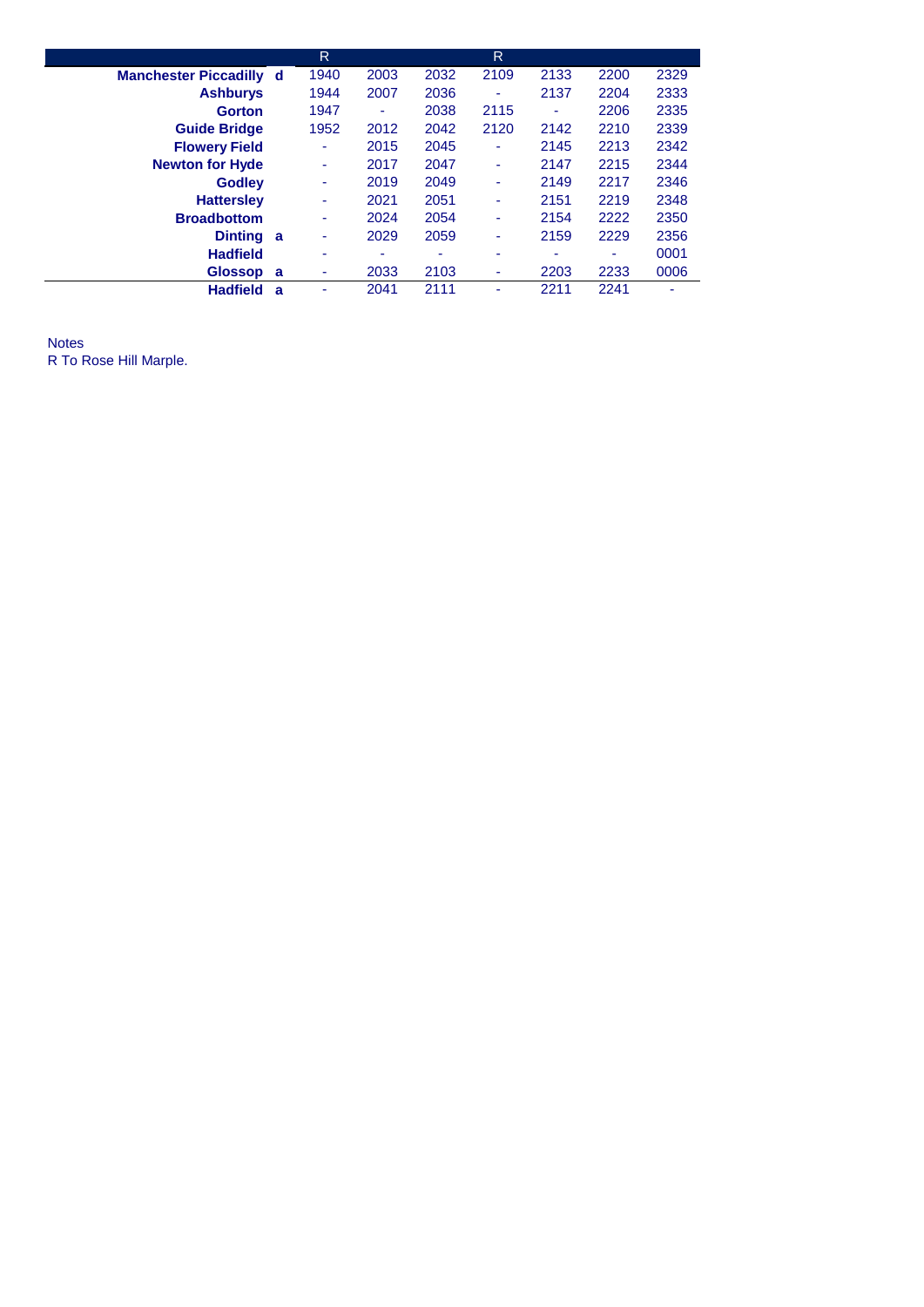| | | R | | | R | | | |
|---|---|---|---|---|---|---|---|---|
| **Manchester Piccadilly** | **d** | 1940 | 2003 | 2032 | 2109 | 2133 | 2200 | 2329 |
| **Ashburys** | | 1944 | 2007 | 2036 | - | 2137 | 2204 | 2333 |
| **Gorton** | | 1947 | - | 2038 | 2115 | - | 2206 | 2335 |
| **Guide Bridge** | | 1952 | 2012 | 2042 | 2120 | 2142 | 2210 | 2339 |
| **Flowery Field** | | - | 2015 | 2045 | - | 2145 | 2213 | 2342 |
| **Newton for Hyde** | | - | 2017 | 2047 | - | 2147 | 2215 | 2344 |
| **Godley** | | - | 2019 | 2049 | - | 2149 | 2217 | 2346 |
| **Hattersley** | | - | 2021 | 2051 | - | 2151 | 2219 | 2348 |
| **Broadbottom** | | - | 2024 | 2054 | - | 2154 | 2222 | 2350 |
| **Dinting** | **a** | - | 2029 | 2059 | - | 2159 | 2229 | 2356 |
| **Hadfield** | | - | - | - | - | - | - | 0001 |
| **Glossop** | **a** | - | 2033 | 2103 | - | 2203 | 2233 | 0006 |
| **Hadfield** | **a** | - | 2041 | 2111 | - | 2211 | 2241 | - |

Notes
R To Rose Hill Marple.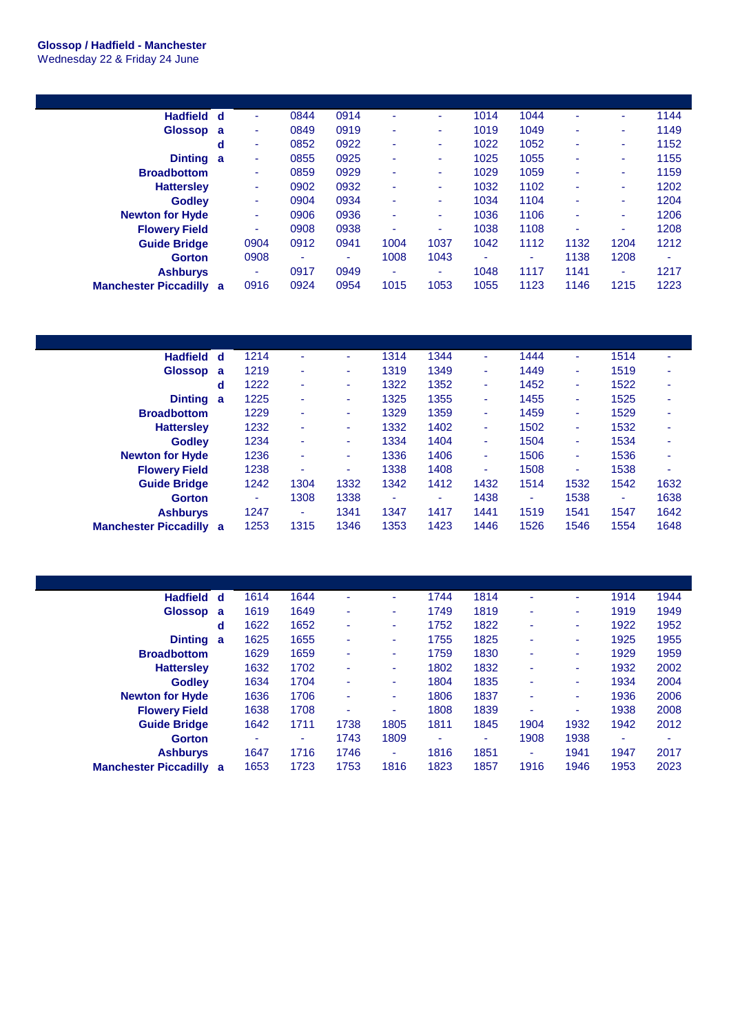**Glossop / Hadfield - Manchester**
Wednesday 22 & Friday 24 June

| | | | | | | | | | | | |
|---|---|---|---|---|---|---|---|---|---|---|---|
| **Hadfield** | **d** | - | 0844 | 0914 | - | - | 1014 | 1044 | - | - | 1144 |
| **Glossop** | **a** | - | 0849 | 0919 | - | - | 1019 | 1049 | - | - | 1149 |
| | **d** | - | 0852 | 0922 | - | - | 1022 | 1052 | - | - | 1152 |
| **Dinting** | **a** | - | 0855 | 0925 | - | - | 1025 | 1055 | - | - | 1155 |
| **Broadbottom** | | - | 0859 | 0929 | - | - | 1029 | 1059 | - | - | 1159 |
| **Hattersley** | | - | 0902 | 0932 | - | - | 1032 | 1102 | - | - | 1202 |
| **Godley** | | - | 0904 | 0934 | - | - | 1034 | 1104 | - | - | 1204 |
| **Newton for Hyde** | | - | 0906 | 0936 | - | - | 1036 | 1106 | - | - | 1206 |
| **Flowery Field** | | - | 0908 | 0938 | - | - | 1038 | 1108 | - | - | 1208 |
| **Guide Bridge** | | 0904 | 0912 | 0941 | 1004 | 1037 | 1042 | 1112 | 1132 | 1204 | 1212 |
| **Gorton** | | 0908 | - | - | 1008 | 1043 | - | - | 1138 | 1208 | - |
| **Ashburys** | | - | 0917 | 0949 | - | - | 1048 | 1117 | 1141 | - | 1217 |
| **Manchester Piccadilly** | **a** | 0916 | 0924 | 0954 | 1015 | 1053 | 1055 | 1123 | 1146 | 1215 | 1223 |

| | | | | | | | | | | | |
|---|---|---|---|---|---|---|---|---|---|---|---|
| **Hadfield** | **d** | 1214 | - | - | 1314 | 1344 | - | 1444 | - | 1514 | - |
| **Glossop** | **a** | 1219 | - | - | 1319 | 1349 | - | 1449 | - | 1519 | - |
| | **d** | 1222 | - | - | 1322 | 1352 | - | 1452 | - | 1522 | - |
| **Dinting** | **a** | 1225 | - | - | 1325 | 1355 | - | 1455 | - | 1525 | - |
| **Broadbottom** | | 1229 | - | - | 1329 | 1359 | - | 1459 | - | 1529 | - |
| **Hattersley** | | 1232 | - | - | 1332 | 1402 | - | 1502 | - | 1532 | - |
| **Godley** | | 1234 | - | - | 1334 | 1404 | - | 1504 | - | 1534 | - |
| **Newton for Hyde** | | 1236 | - | - | 1336 | 1406 | - | 1506 | - | 1536 | - |
| **Flowery Field** | | 1238 | - | - | 1338 | 1408 | - | 1508 | - | 1538 | - |
| **Guide Bridge** | | 1242 | 1304 | 1332 | 1342 | 1412 | 1432 | 1514 | 1532 | 1542 | 1632 |
| **Gorton** | | - | 1308 | 1338 | - | - | 1438 | - | 1538 | - | 1638 |
| **Ashburys** | | 1247 | - | 1341 | 1347 | 1417 | 1441 | 1519 | 1541 | 1547 | 1642 |
| **Manchester Piccadilly** | **a** | 1253 | 1315 | 1346 | 1353 | 1423 | 1446 | 1526 | 1546 | 1554 | 1648 |

| | | | | | | | | | | | |
|---|---|---|---|---|---|---|---|---|---|---|---|
| **Hadfield** | **d** | 1614 | 1644 | - | - | 1744 | 1814 | - | - | 1914 | 1944 |
| **Glossop** | **a** | 1619 | 1649 | - | - | 1749 | 1819 | - | - | 1919 | 1949 |
| | **d** | 1622 | 1652 | - | - | 1752 | 1822 | - | - | 1922 | 1952 |
| **Dinting** | **a** | 1625 | 1655 | - | - | 1755 | 1825 | - | - | 1925 | 1955 |
| **Broadbottom** | | 1629 | 1659 | - | - | 1759 | 1830 | - | - | 1929 | 1959 |
| **Hattersley** | | 1632 | 1702 | - | - | 1802 | 1832 | - | - | 1932 | 2002 |
| **Godley** | | 1634 | 1704 | - | - | 1804 | 1835 | - | - | 1934 | 2004 |
| **Newton for Hyde** | | 1636 | 1706 | - | - | 1806 | 1837 | - | - | 1936 | 2006 |
| **Flowery Field** | | 1638 | 1708 | - | - | 1808 | 1839 | - | - | 1938 | 2008 |
| **Guide Bridge** | | 1642 | 1711 | 1738 | 1805 | 1811 | 1845 | 1904 | 1932 | 1942 | 2012 |
| **Gorton** | | - | - | 1743 | 1809 | - | - | 1908 | 1938 | - | - |
| **Ashburys** | | 1647 | 1716 | 1746 | - | 1816 | 1851 | - | 1941 | 1947 | 2017 |
| **Manchester Piccadilly** | **a** | 1653 | 1723 | 1753 | 1816 | 1823 | 1857 | 1916 | 1946 | 1953 | 2023 |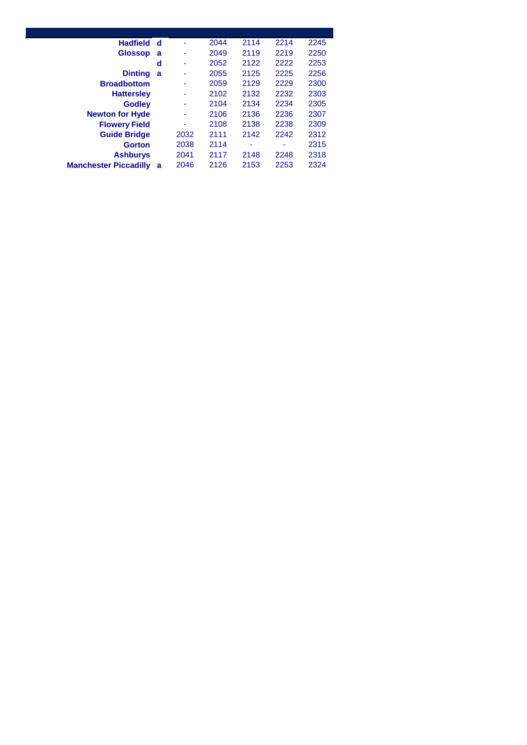| | | | | | | |
|---|---|---|---|---|---|---|
| Hadfield | d | - | 2044 | 2114 | 2214 | 2245 |
| Glossop | a | - | 2049 | 2119 | 2219 | 2250 |
| | d | - | 2052 | 2122 | 2222 | 2253 |
| Dinting | a | - | 2055 | 2125 | 2225 | 2256 |
| Broadbottom | | - | 2059 | 2129 | 2229 | 2300 |
| Hattersley | | - | 2102 | 2132 | 2232 | 2303 |
| Godley | | - | 2104 | 2134 | 2234 | 2305 |
| Newton for Hyde | | - | 2106 | 2136 | 2236 | 2307 |
| Flowery Field | | - | 2108 | 2138 | 2238 | 2309 |
| Guide Bridge | | 2032 | 2111 | 2142 | 2242 | 2312 |
| Gorton | | 2038 | 2114 | - | - | 2315 |
| Ashburys | | 2041 | 2117 | 2148 | 2248 | 2318 |
| Manchester Piccadilly | a | 2046 | 2126 | 2153 | 2253 | 2324 |